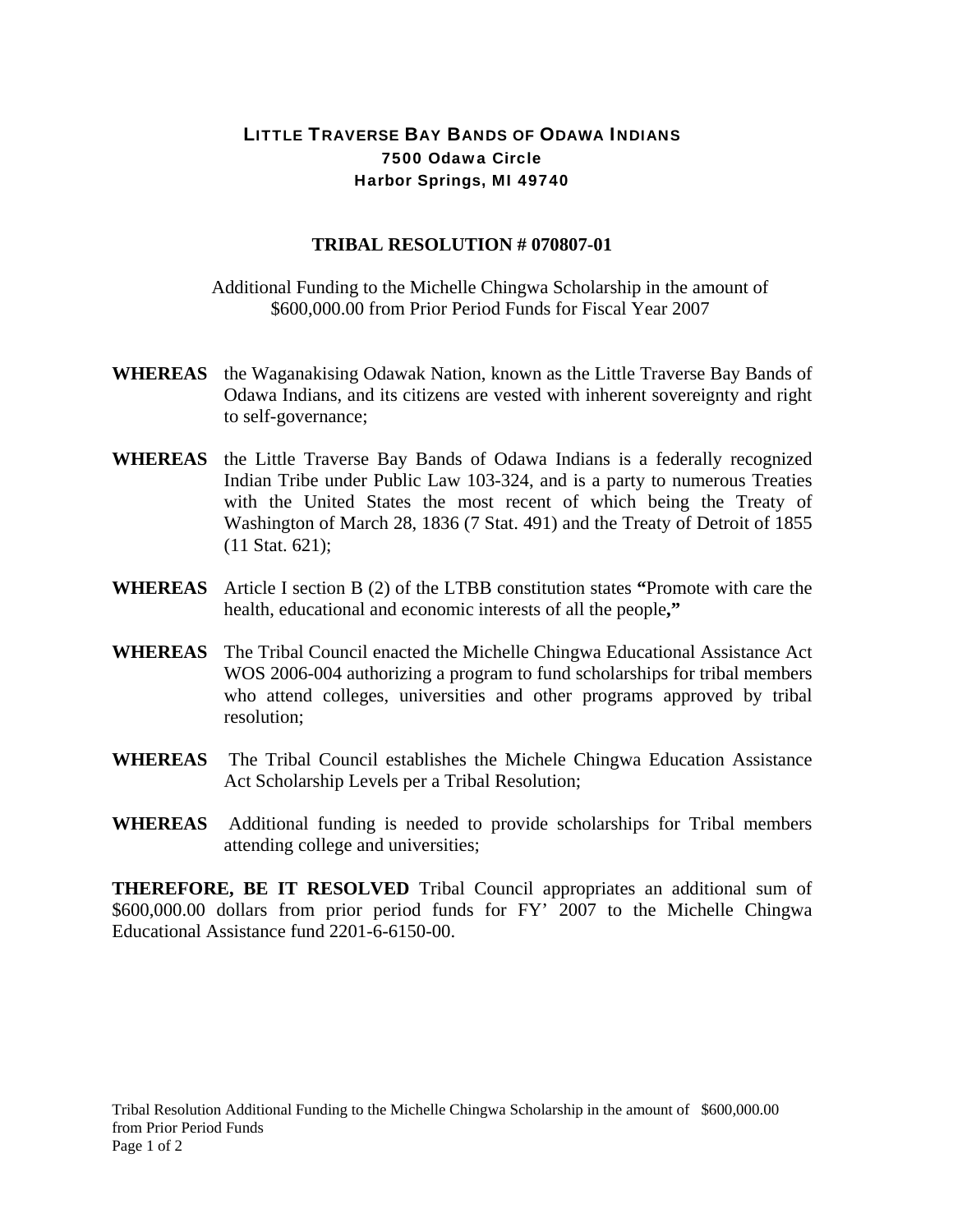# LITTLE TRAVERSE BAY BANDS OF ODAWA INDIANS

**7500 Odawa Circle**
**Harbor Springs, MI 49740**

## TRIBAL RESOLUTION # 070807-01

Additional Funding to the Michelle Chingwa Scholarship in the amount of $600,000.00 from Prior Period Funds for Fiscal Year 2007

**WHEREAS** the Waganakising Odawak Nation, known as the Little Traverse Bay Bands of Odawa Indians, and its citizens are vested with inherent sovereignty and right to self-governance;

**WHEREAS** the Little Traverse Bay Bands of Odawa Indians is a federally recognized Indian Tribe under Public Law 103-324, and is a party to numerous Treaties with the United States the most recent of which being the Treaty of Washington of March 28, 1836 (7 Stat. 491) and the Treaty of Detroit of 1855 (11 Stat. 621);

**WHEREAS** Article I section B (2) of the LTBB constitution states **"**Promote with care the health, educational and economic interests of all the people**,"**

**WHEREAS** The Tribal Council enacted the Michelle Chingwa Educational Assistance Act WOS 2006-004 authorizing a program to fund scholarships for tribal members who attend colleges, universities and other programs approved by tribal resolution;

**WHEREAS** The Tribal Council establishes the Michele Chingwa Education Assistance Act Scholarship Levels per a Tribal Resolution;

**WHEREAS** Additional funding is needed to provide scholarships for Tribal members attending college and universities;

**THEREFORE, BE IT RESOLVED** Tribal Council appropriates an additional sum of $600,000.00 dollars from prior period funds for FY' 2007 to the Michelle Chingwa Educational Assistance fund 2201-6-6150-00.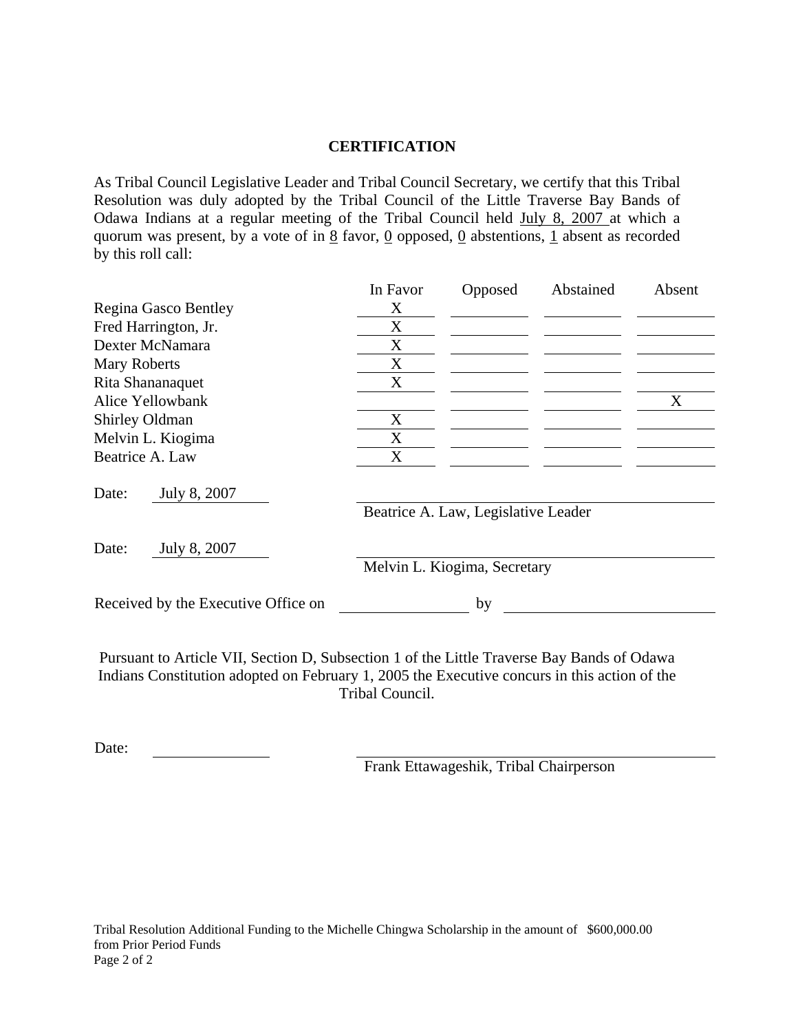## CERTIFICATION

As Tribal Council Legislative Leader and Tribal Council Secretary, we certify that this Tribal Resolution was duly adopted by the Tribal Council of the Little Traverse Bay Bands of Odawa Indians at a regular meeting of the Tribal Council held July 8, 2007 at which a quorum was present, by a vote of in 8 favor, 0 opposed, 0 abstentions, 1 absent as recorded by this roll call:

| | In Favor | Opposed | Abstained | Absent |
|---|---|---|---|---|
| Regina Gasco Bentley | X | | | |
| Fred Harrington, Jr. | X | | | |
| Dexter McNamara | X | | | |
| Mary Roberts | X | | | |
| Rita Shananaquet | X | | | |
| Alice Yellowbank | | | | X |
| Shirley Oldman | X | | | |
| Melvin L. Kiogima | X | | | |
| Beatrice A. Law | X | | | |

Date: July 8, 2007 ______________________________
Beatrice A. Law, Legislative Leader

Date: July 8, 2007 ______________________________
Melvin L. Kiogima, Secretary

Received by the Executive Office on ______________ by ______________________

Pursuant to Article VII, Section D, Subsection 1 of the Little Traverse Bay Bands of Odawa Indians Constitution adopted on February 1, 2005 the Executive concurs in this action of the Tribal Council.

Date: ______________ ______________________________
Frank Ettawageshik, Tribal Chairperson

Tribal Resolution Additional Funding to the Michelle Chingwa Scholarship in the amount of $600,000.00 from Prior Period Funds